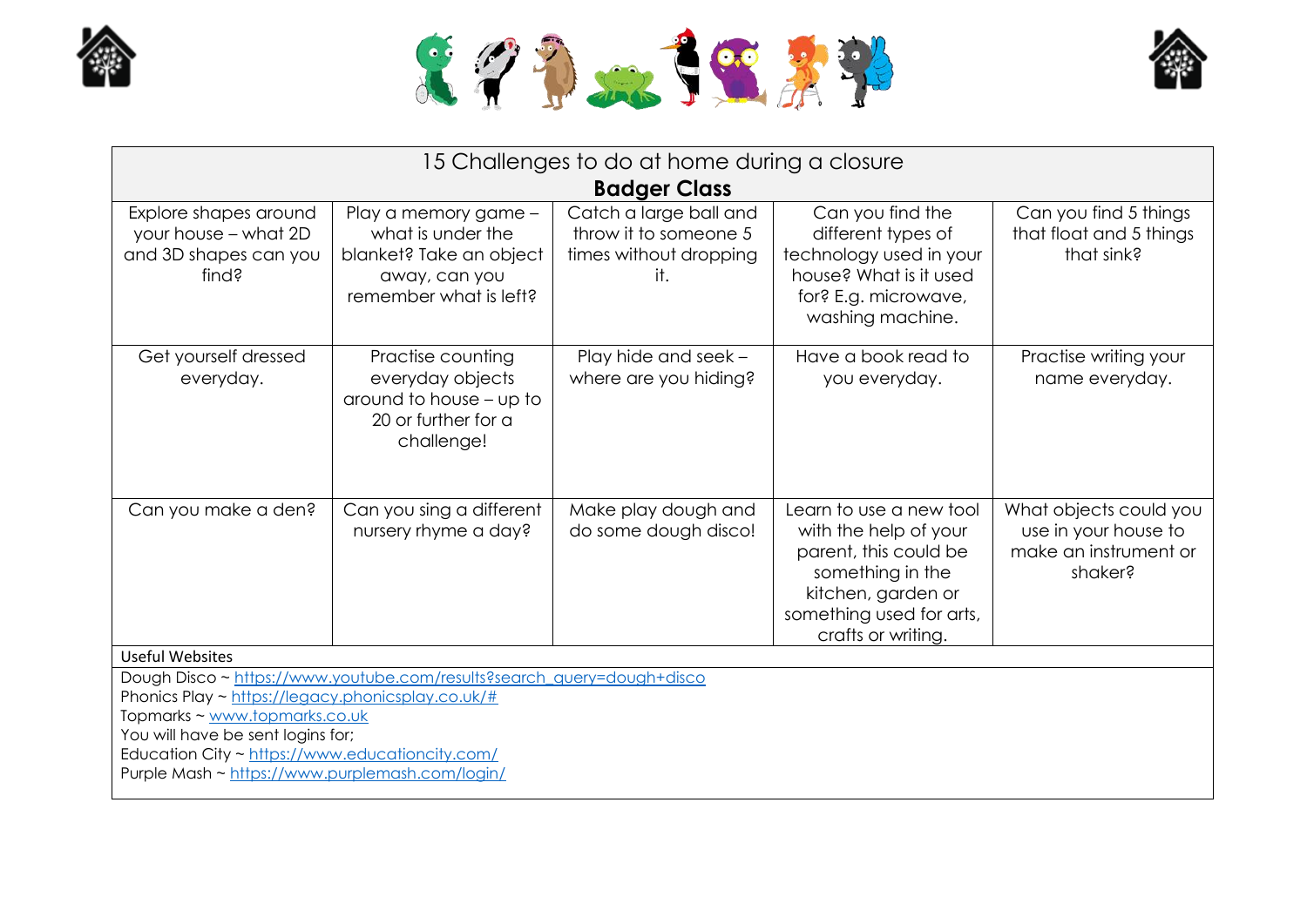# 15 Challenges to do at home during a closure

## Badger Class

| | | | | |
|---|---|---|---|---|
| Explore shapes around your house – what 2D and 3D shapes can you find? | Play a memory game – what is under the blanket? Take an object away, can you remember what is left? | Catch a large ball and throw it to someone 5 times without dropping it. | Can you find the different types of technology used in your house? What is it used for? E.g. microwave, washing machine. | Can you find 5 things that float and 5 things that sink? |
| Get yourself dressed everyday. | Practise counting everyday objects around to house – up to 20 or further for a challenge! | Play hide and seek – where are you hiding? | Have a book read to you everyday. | Practise writing your name everyday. |
| Can you make a den? | Can you sing a different nursery rhyme a day? | Make play dough and do some dough disco! | Learn to use a new tool with the help of your parent, this could be something in the kitchen, garden or something used for arts, crafts or writing. | What objects could you use in your house to make an instrument or shaker? |

Useful Websites

Dough Disco ~ https://www.youtube.com/results?search_query=dough+disco
Phonics Play ~ https://legacy.phonicsplay.co.uk/#
Topmarks ~ www.topmarks.co.uk
You will have be sent logins for;
Education City ~ https://www.educationcity.com/
Purple Mash ~ https://www.purplemash.com/login/